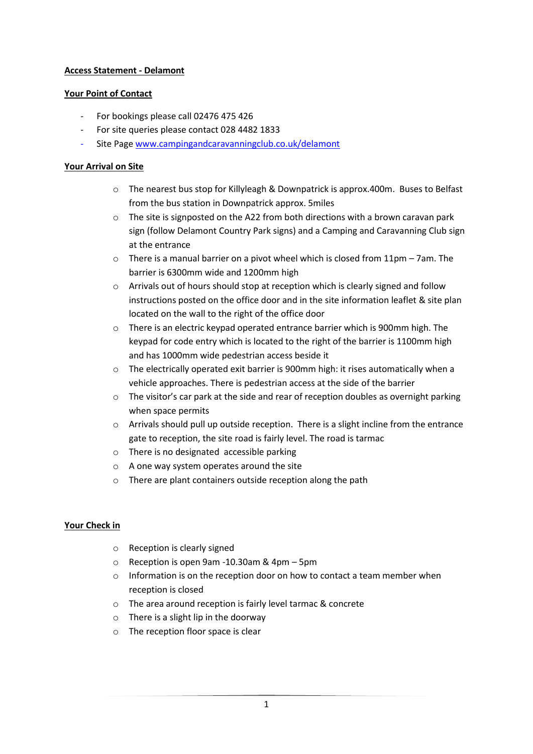**Access Statement - Delamont**

**Your Point of Contact**

- For bookings please call 02476 475 426
- For site queries please contact 028 4482 1833
- Site Page [www.campingandcaravanningclub.co.uk/delamont](http://www.campingandcaravanningclub.co.uk/delamont)

**Your Arrival on Site**

- The nearest bus stop for Killyleagh & Downpatrick is approx.400m. Buses to Belfast from the bus station in Downpatrick approx. 5miles
- The site is signposted on the A22 from both directions with a brown caravan park sign (follow Delamont Country Park signs) and a Camping and Caravanning Club sign at the entrance
- There is a manual barrier on a pivot wheel which is closed from 11pm – 7am. The barrier is 6300mm wide and 1200mm high
- Arrivals out of hours should stop at reception which is clearly signed and follow instructions posted on the office door and in the site information leaflet & site plan located on the wall to the right of the office door
- There is an electric keypad operated entrance barrier which is 900mm high. The keypad for code entry which is located to the right of the barrier is 1100mm high and has 1000mm wide pedestrian access beside it
- The electrically operated exit barrier is 900mm high: it rises automatically when a vehicle approaches. There is pedestrian access at the side of the barrier
- The visitor's car park at the side and rear of reception doubles as overnight parking when space permits
- Arrivals should pull up outside reception. There is a slight incline from the entrance gate to reception, the site road is fairly level. The road is tarmac
- There is no designated accessible parking
- A one way system operates around the site
- There are plant containers outside reception along the path

**Your Check in**

- Reception is clearly signed
- Reception is open 9am -10.30am & 4pm – 5pm
- Information is on the reception door on how to contact a team member when reception is closed
- The area around reception is fairly level tarmac & concrete
- There is a slight lip in the doorway
- The reception floor space is clear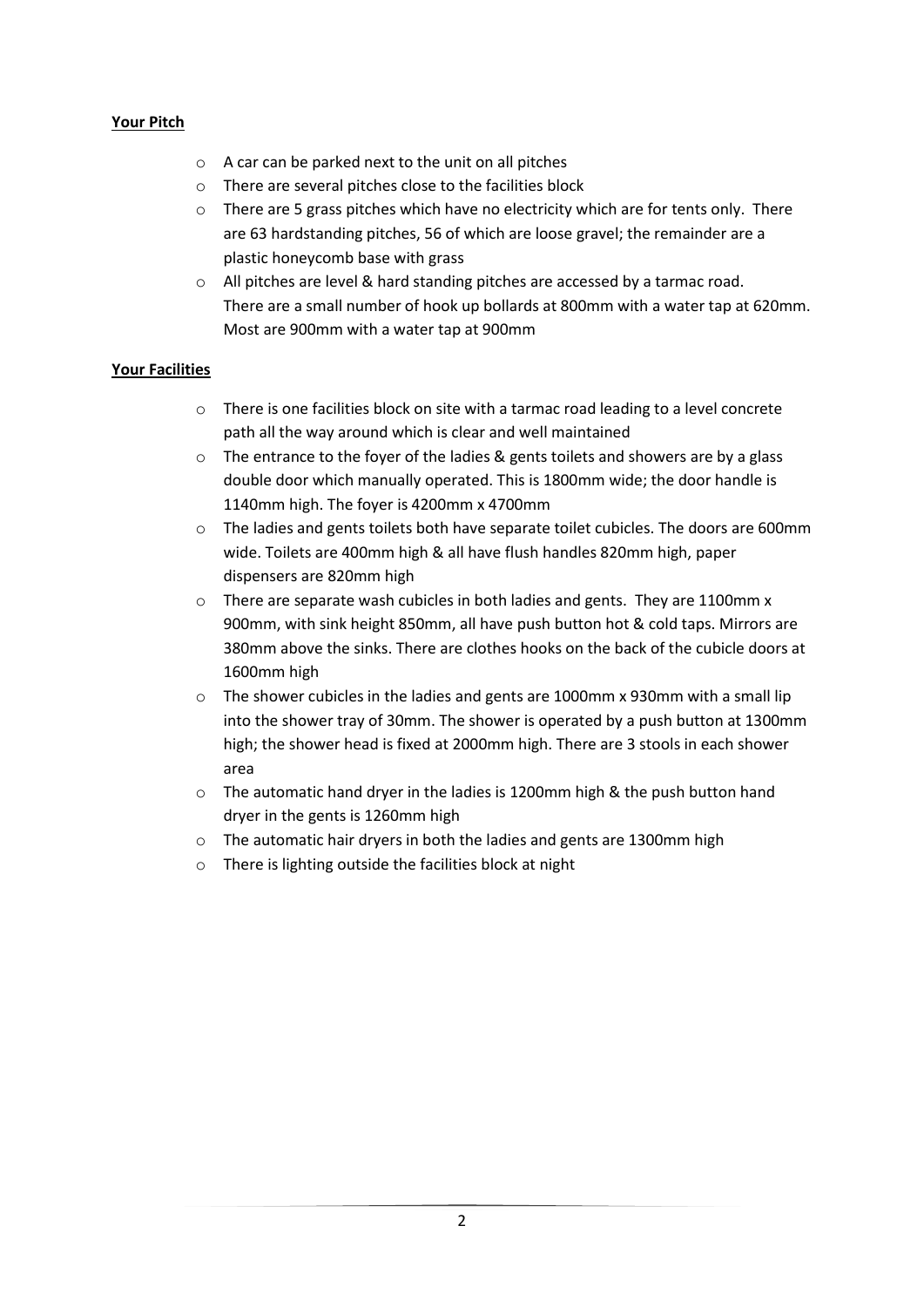**Your Pitch**

- A car can be parked next to the unit on all pitches
- There are several pitches close to the facilities block
- There are 5 grass pitches which have no electricity which are for tents only. There are 63 hardstanding pitches, 56 of which are loose gravel; the remainder are a plastic honeycomb base with grass
- All pitches are level & hard standing pitches are accessed by a tarmac road. There are a small number of hook up bollards at 800mm with a water tap at 620mm. Most are 900mm with a water tap at 900mm

**Your Facilities**

- There is one facilities block on site with a tarmac road leading to a level concrete path all the way around which is clear and well maintained
- The entrance to the foyer of the ladies & gents toilets and showers are by a glass double door which manually operated. This is 1800mm wide; the door handle is 1140mm high. The foyer is 4200mm x 4700mm
- The ladies and gents toilets both have separate toilet cubicles. The doors are 600mm wide. Toilets are 400mm high & all have flush handles 820mm high, paper dispensers are 820mm high
- There are separate wash cubicles in both ladies and gents. They are 1100mm x 900mm, with sink height 850mm, all have push button hot & cold taps. Mirrors are 380mm above the sinks. There are clothes hooks on the back of the cubicle doors at 1600mm high
- The shower cubicles in the ladies and gents are 1000mm x 930mm with a small lip into the shower tray of 30mm. The shower is operated by a push button at 1300mm high; the shower head is fixed at 2000mm high. There are 3 stools in each shower area
- The automatic hand dryer in the ladies is 1200mm high & the push button hand dryer in the gents is 1260mm high
- The automatic hair dryers in both the ladies and gents are 1300mm high
- There is lighting outside the facilities block at night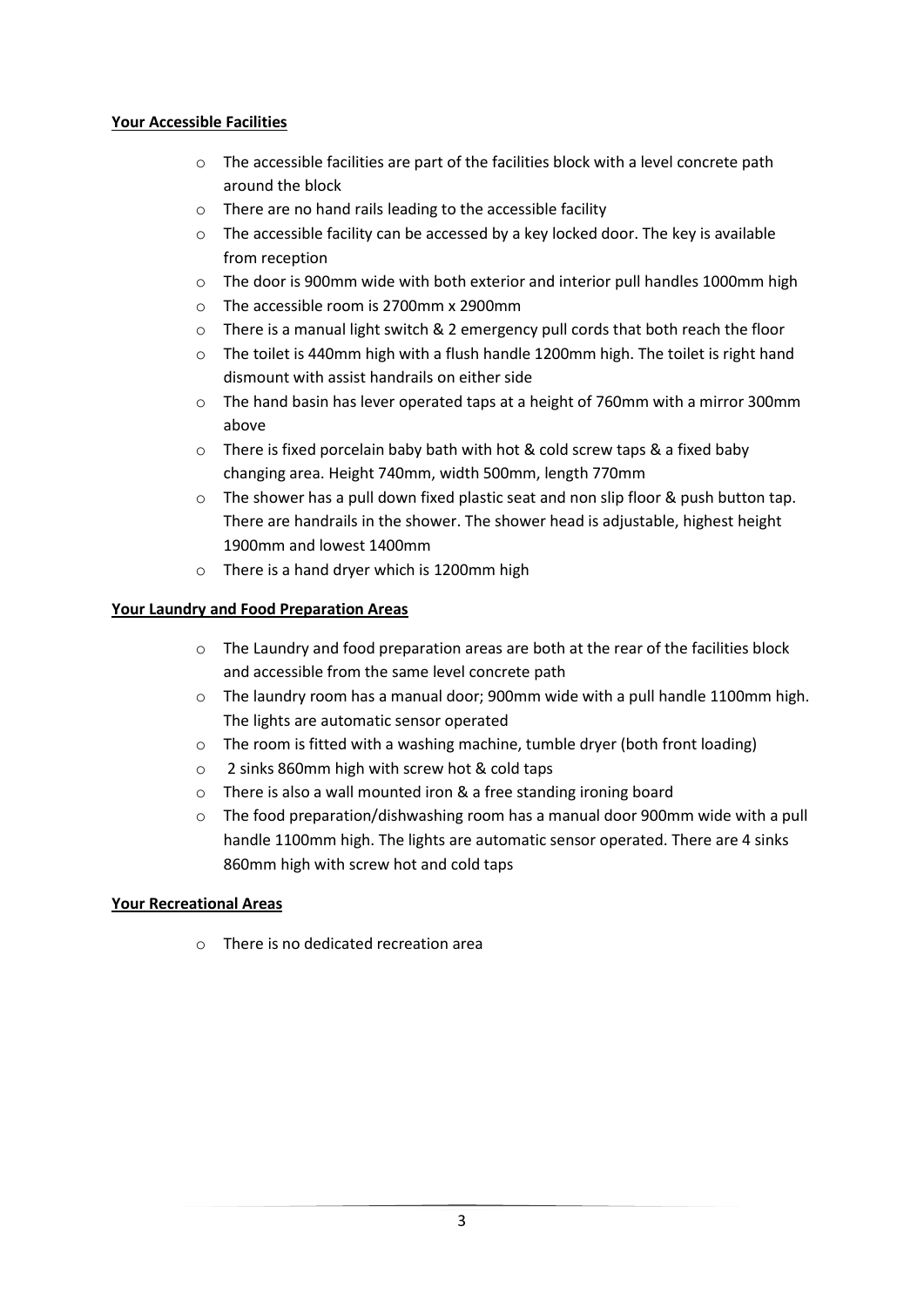**Your Accessible Facilities**

- The accessible facilities are part of the facilities block with a level concrete path around the block
- There are no hand rails leading to the accessible facility
- The accessible facility can be accessed by a key locked door. The key is available from reception
- The door is 900mm wide with both exterior and interior pull handles 1000mm high
- The accessible room is 2700mm x 2900mm
- There is a manual light switch & 2 emergency pull cords that both reach the floor
- The toilet is 440mm high with a flush handle 1200mm high. The toilet is right hand dismount with assist handrails on either side
- The hand basin has lever operated taps at a height of 760mm with a mirror 300mm above
- There is fixed porcelain baby bath with hot & cold screw taps & a fixed baby changing area. Height 740mm, width 500mm, length 770mm
- The shower has a pull down fixed plastic seat and non slip floor & push button tap. There are handrails in the shower. The shower head is adjustable, highest height 1900mm and lowest 1400mm
- There is a hand dryer which is 1200mm high

**Your Laundry and Food Preparation Areas**

- The Laundry and food preparation areas are both at the rear of the facilities block and accessible from the same level concrete path
- The laundry room has a manual door; 900mm wide with a pull handle 1100mm high. The lights are automatic sensor operated
- The room is fitted with a washing machine, tumble dryer (both front loading)
- 2 sinks 860mm high with screw hot & cold taps
- There is also a wall mounted iron & a free standing ironing board
- The food preparation/dishwashing room has a manual door 900mm wide with a pull handle 1100mm high. The lights are automatic sensor operated. There are 4 sinks 860mm high with screw hot and cold taps

**Your Recreational Areas**

- There is no dedicated recreation area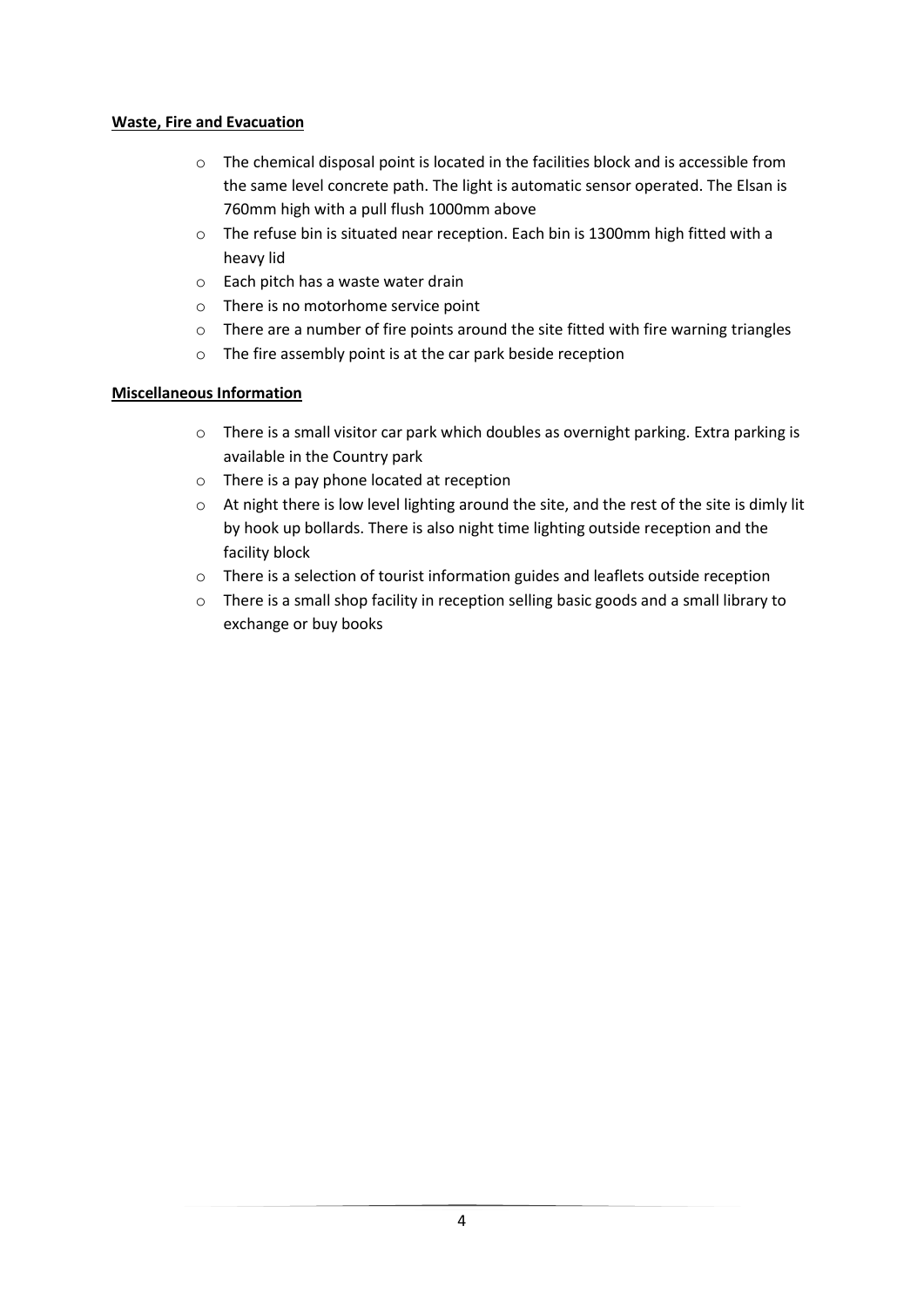**Waste, Fire and Evacuation**

- The chemical disposal point is located in the facilities block and is accessible from the same level concrete path. The light is automatic sensor operated. The Elsan is 760mm high with a pull flush 1000mm above
- The refuse bin is situated near reception. Each bin is 1300mm high fitted with a heavy lid
- Each pitch has a waste water drain
- There is no motorhome service point
- There are a number of fire points around the site fitted with fire warning triangles
- The fire assembly point is at the car park beside reception

**Miscellaneous Information**

- There is a small visitor car park which doubles as overnight parking. Extra parking is available in the Country park
- There is a pay phone located at reception
- At night there is low level lighting around the site, and the rest of the site is dimly lit by hook up bollards. There is also night time lighting outside reception and the facility block
- There is a selection of tourist information guides and leaflets outside reception
- There is a small shop facility in reception selling basic goods and a small library to exchange or buy books